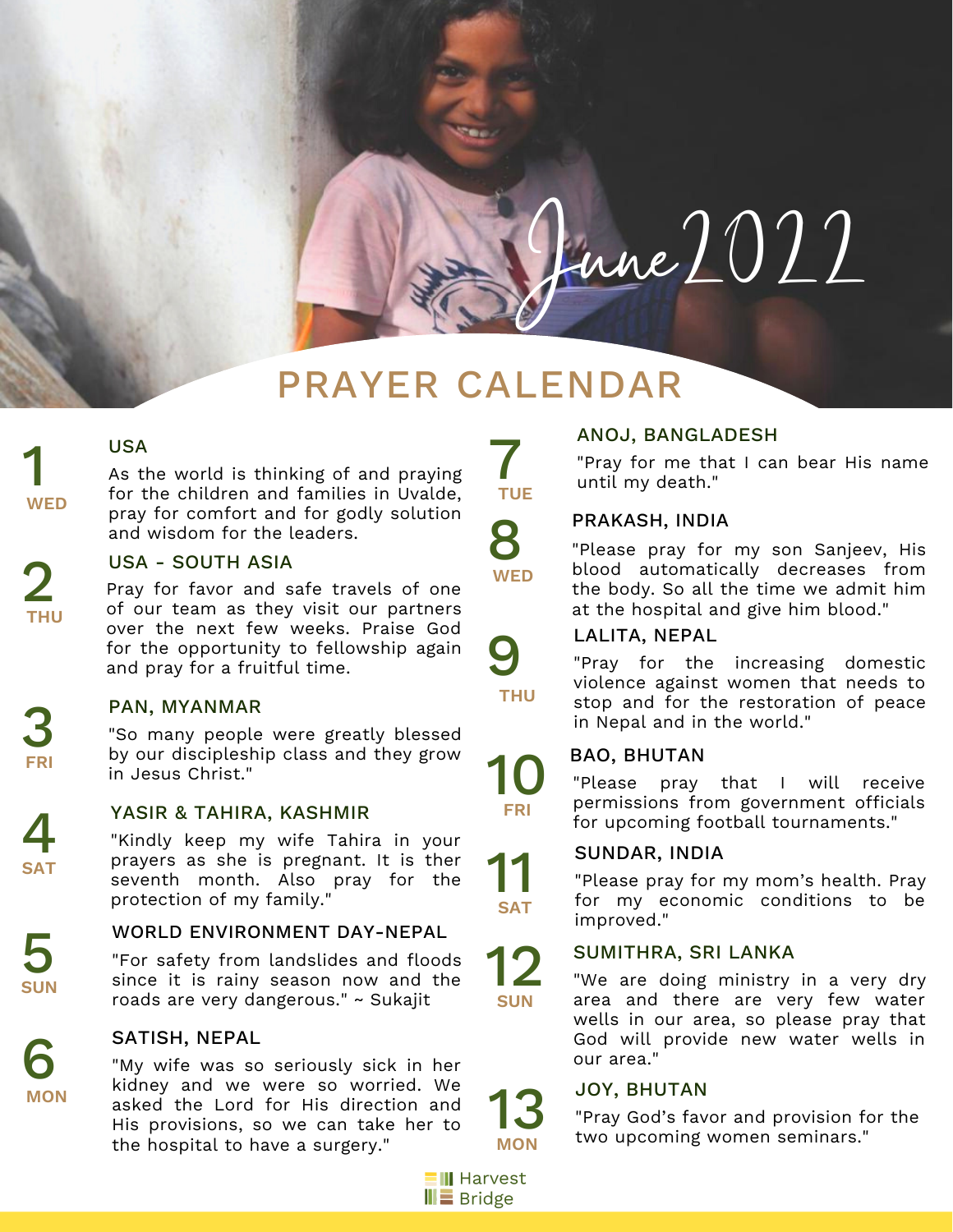# June 2022

## PRAYER CALENDAR

**1 WED**

### USA

As the world is thinking of and praying for the children and families in Uvalde, pray for comfort and for godly solution and wisdom for the leaders.

**2 THU**

### USA - SOUTH ASIA

Pray for favor and safe travels of one of our team as they visit our partners over the next few weeks. Praise God for the opportunity to fellowship again and pray for a fruitful time.

**3 FRI**

### PAN, MYANMAR

"So many people were greatly blessed by our discipleship class and they grow in Jesus Christ."

**4 SAT**

### YASIR & TAHIRA, KASHMIR

"Kindly keep my wife Tahira in your prayers as she is pregnant. It is ther seventh month. Also pray for the protection of my family."

**5 SUN**

### WORLD ENVIRONMENT DAY-NEPAL

"For safety from landslides and floods since it is rainy season now and the roads are very dangerous." ~ Sukajit

**6 MON**

### SATISH, NEPAL

"My wife was so seriously sick in her kidney and we were so worried. We asked the Lord for His direction and His provisions, so we can take her to the hospital to have a surgery."

**7 TUE**

### ANOJ, BANGLADESH

"Pray for me that I can bear His name until my death."

**8 WED**

### PRAKASH, INDIA

"Please pray for my son Sanjeev, His blood automatically decreases from the body. So all the time we admit him at the hospital and give him blood."

**9 THU**

### LALITA, NEPAL

"Pray for the increasing domestic violence against women that needs to stop and for the restoration of peace in Nepal and in the world."

**10 FRI**

### BAO, BHUTAN

"Please pray that I will receive permissions from government officials for upcoming football tournaments."

**11 SAT**

### SUNDAR, INDIA

"Please pray for my mom's health. Pray for my economic conditions to be improved."

**12 SUN**

### SUMITHRA, SRI LANKA

"We are doing ministry in a very dry area and there are very few water wells in our area, so please pray that God will provide new water wells in our area."

**13 MON**

### JOY, BHUTAN

"Pray God's favor and provision for the two upcoming women seminars."

Harvest Bridge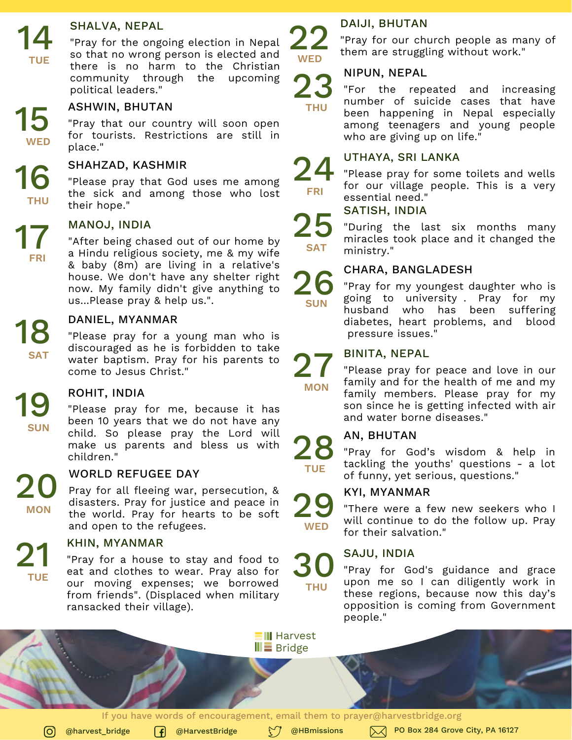**14 TUE**

### SHALVA, NEPAL

"Pray for the ongoing election in Nepal so that no wrong person is elected and there is no harm to the Christian community through the upcoming political leaders."

**15 WED**

### ASHWIN, BHUTAN

"Pray that our country will soon open for tourists. Restrictions are still in place."

**16 THU**

### SHAHZAD, KASHMIR

"Please pray that God uses me among the sick and among those who lost their hope."

**17 FRI**

### MANOJ, INDIA

"After being chased out of our home by a Hindu religious society, me & my wife & baby (8m) are living in a relative's house. We don't have any shelter right now. My family didn't give anything to us...Please pray & help us.".

**18 SAT**

### DANIEL, MYANMAR

"Please pray for a young man who is discouraged as he is forbidden to take water baptism. Pray for his parents to come to Jesus Christ."

**19 SUN**

### ROHIT, INDIA

"Please pray for me, because it has been 10 years that we do not have any child. So please pray the Lord will make us parents and bless us with children."

**20 MON**

### WORLD REFUGEE DAY

Pray for all fleeing war, persecution, & disasters. Pray for justice and peace in the world. Pray for hearts to be soft and open to the refugees.

**21 TUE**

### KHIN, MYANMAR

"Pray for a house to stay and food to eat and clothes to wear. Pray also for our moving expenses; we borrowed from friends". (Displaced when military ransacked their village).

**22 WED**

### DAIJI, BHUTAN

"Pray for our church people as many of them are struggling without work."

**23 THU**

### NIPUN, NEPAL

"For the repeated and increasing number of suicide cases that have been happening in Nepal especially among teenagers and young people who are giving up on life."

**24 FRI**

### UTHAYA, SRI LANKA

"Please pray for some toilets and wells for our village people. This is a very essential need."

**25 SAT**

### SATISH, INDIA

"During the last six months many miracles took place and it changed the ministry."

**26 SUN**

### CHARA, BANGLADESH

"Pray for my youngest daughter who is going to university . Pray for my husband who has been suffering diabetes, heart problems, and blood pressure issues."

**27 MON**

### BINITA, NEPAL

"Please pray for peace and love in our family and for the health of me and my family members. Please pray for my son since he is getting infected with air and water borne diseases."

**28 TUE**

### AN, BHUTAN

"Pray for God's wisdom & help in tackling the youths' questions - a lot of funny, yet serious, questions."

**29 WED**

### KYI, MYANMAR

"There were a few new seekers who I will continue to do the follow up. Pray for their salvation."

**30 THU**

### SAJU, INDIA

"Pray for God's guidance and grace upon me so I can diligently work in these regions, because now this day's opposition is coming from Government people."

Harvest Bridge

If you have words of encouragement, email them to prayer@harvestbridge.org

@harvest_bridge @HarvestBridge @HBmissions PO Box 284 Grove City, PA 16127